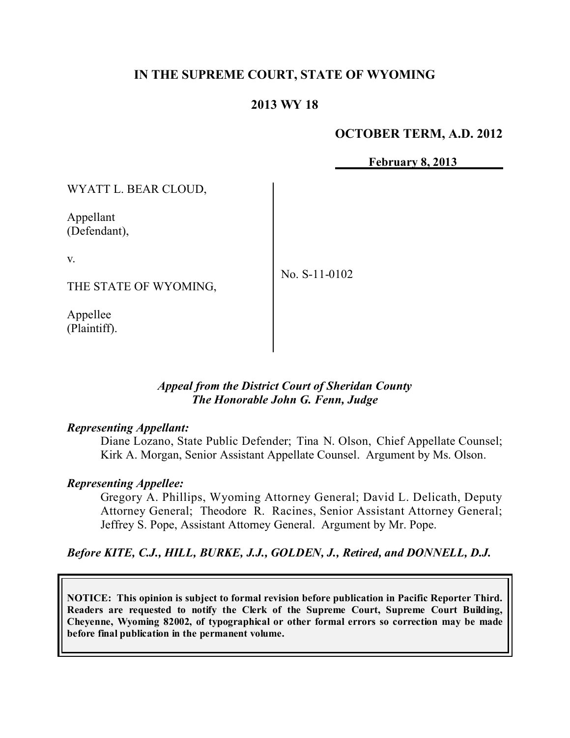# IN THE SUPREME COURT, STATE OF WYOMING

## 2013 WY 18

**OCTOBER TERM, A.D. 2012**

**February 8, 2013**

| | |
|---|---|
| WYATT L. BEAR CLOUD,<br><br>Appellant<br>(Defendant),<br><br>v.<br><br>THE STATE OF WYOMING,<br><br>Appellee<br>(Plaintiff). | No. S-11-0102 |

***Appeal from the District Court of Sheridan County***
***The Honorable John G. Fenn, Judge***

***Representing Appellant:***

Diane Lozano, State Public Defender; Tina N. Olson, Chief Appellate Counsel; Kirk A. Morgan, Senior Assistant Appellate Counsel. Argument by Ms. Olson.

***Representing Appellee:***

Gregory A. Phillips, Wyoming Attorney General; David L. Delicath, Deputy Attorney General; Theodore R. Racines, Senior Assistant Attorney General; Jeffrey S. Pope, Assistant Attorney General. Argument by Mr. Pope.

***Before KITE, C.J., HILL, BURKE, J.J., GOLDEN, J., Retired, and DONNELL, D.J.***

**NOTICE: This opinion is subject to formal revision before publication in Pacific Reporter Third. Readers are requested to notify the Clerk of the Supreme Court, Supreme Court Building, Cheyenne, Wyoming 82002, of typographical or other formal errors so correction may be made before final publication in the permanent volume.**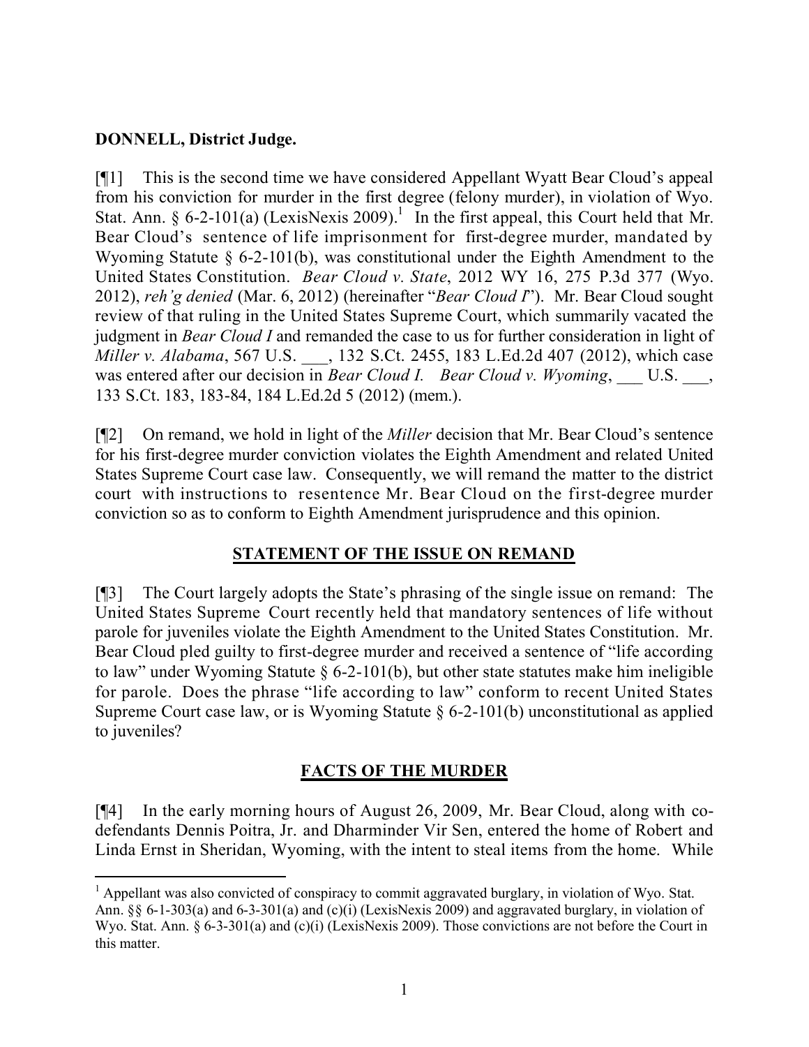**DONNELL, District Judge.**

[¶1] This is the second time we have considered Appellant Wyatt Bear Cloud's appeal from his conviction for murder in the first degree (felony murder), in violation of Wyo. Stat. Ann. § 6-2-101(a) (LexisNexis 2009).[1] In the first appeal, this Court held that Mr. Bear Cloud's sentence of life imprisonment for first-degree murder, mandated by Wyoming Statute § 6-2-101(b), was constitutional under the Eighth Amendment to the United States Constitution. *Bear Cloud v. State*, 2012 WY 16, 275 P.3d 377 (Wyo. 2012), *reh'g denied* (Mar. 6, 2012) (hereinafter "*Bear Cloud I*"). Mr. Bear Cloud sought review of that ruling in the United States Supreme Court, which summarily vacated the judgment in *Bear Cloud I* and remanded the case to us for further consideration in light of *Miller v. Alabama*, 567 U.S. ___, 132 S.Ct. 2455, 183 L.Ed.2d 407 (2012), which case was entered after our decision in *Bear Cloud I. Bear Cloud v. Wyoming*, ___ U.S. ___, 133 S.Ct. 183, 183-84, 184 L.Ed.2d 5 (2012) (mem.).

[¶2] On remand, we hold in light of the *Miller* decision that Mr. Bear Cloud's sentence for his first-degree murder conviction violates the Eighth Amendment and related United States Supreme Court case law. Consequently, we will remand the matter to the district court with instructions to resentence Mr. Bear Cloud on the first-degree murder conviction so as to conform to Eighth Amendment jurisprudence and this opinion.

## STATEMENT OF THE ISSUE ON REMAND

[¶3] The Court largely adopts the State's phrasing of the single issue on remand: The United States Supreme Court recently held that mandatory sentences of life without parole for juveniles violate the Eighth Amendment to the United States Constitution. Mr. Bear Cloud pled guilty to first-degree murder and received a sentence of "life according to law" under Wyoming Statute § 6-2-101(b), but other state statutes make him ineligible for parole. Does the phrase "life according to law" conform to recent United States Supreme Court case law, or is Wyoming Statute § 6-2-101(b) unconstitutional as applied to juveniles?

## FACTS OF THE MURDER

[¶4] In the early morning hours of August 26, 2009, Mr. Bear Cloud, along with co-defendants Dennis Poitra, Jr. and Dharminder Vir Sen, entered the home of Robert and Linda Ernst in Sheridan, Wyoming, with the intent to steal items from the home. While

---

[1] Appellant was also convicted of conspiracy to commit aggravated burglary, in violation of Wyo. Stat. Ann. §§ 6-1-303(a) and 6-3-301(a) and (c)(i) (LexisNexis 2009) and aggravated burglary, in violation of Wyo. Stat. Ann. § 6-3-301(a) and (c)(i) (LexisNexis 2009). Those convictions are not before the Court in this matter.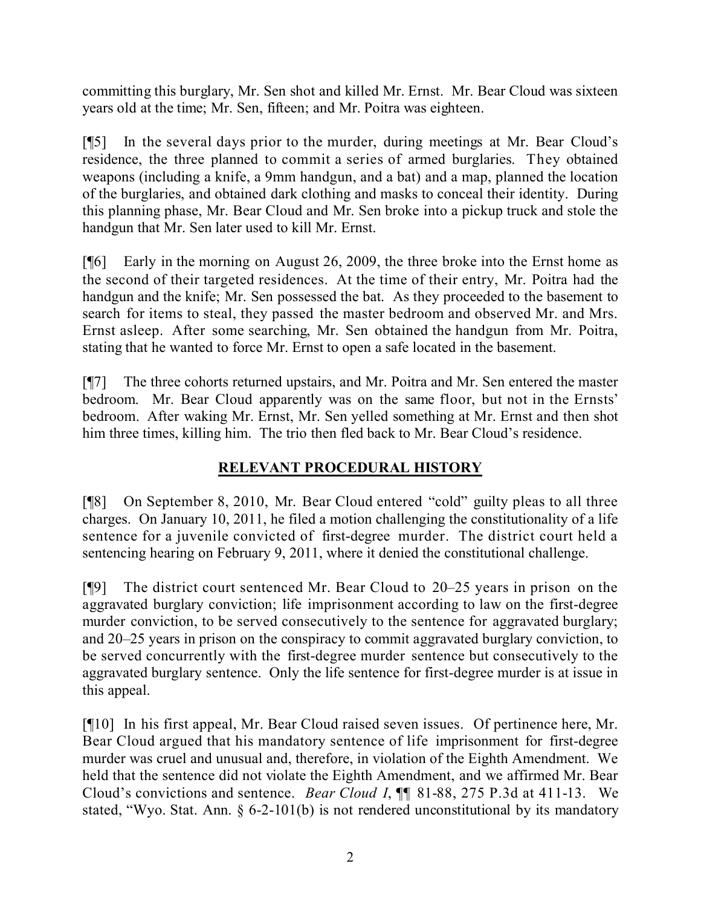committing this burglary, Mr. Sen shot and killed Mr. Ernst. Mr. Bear Cloud was sixteen years old at the time; Mr. Sen, fifteen; and Mr. Poitra was eighteen.

[¶5] In the several days prior to the murder, during meetings at Mr. Bear Cloud's residence, the three planned to commit a series of armed burglaries. They obtained weapons (including a knife, a 9mm handgun, and a bat) and a map, planned the location of the burglaries, and obtained dark clothing and masks to conceal their identity. During this planning phase, Mr. Bear Cloud and Mr. Sen broke into a pickup truck and stole the handgun that Mr. Sen later used to kill Mr. Ernst.

[¶6] Early in the morning on August 26, 2009, the three broke into the Ernst home as the second of their targeted residences. At the time of their entry, Mr. Poitra had the handgun and the knife; Mr. Sen possessed the bat. As they proceeded to the basement to search for items to steal, they passed the master bedroom and observed Mr. and Mrs. Ernst asleep. After some searching, Mr. Sen obtained the handgun from Mr. Poitra, stating that he wanted to force Mr. Ernst to open a safe located in the basement.

[¶7] The three cohorts returned upstairs, and Mr. Poitra and Mr. Sen entered the master bedroom. Mr. Bear Cloud apparently was on the same floor, but not in the Ernsts' bedroom. After waking Mr. Ernst, Mr. Sen yelled something at Mr. Ernst and then shot him three times, killing him. The trio then fled back to Mr. Bear Cloud's residence.

## RELEVANT PROCEDURAL HISTORY

[¶8] On September 8, 2010, Mr. Bear Cloud entered "cold" guilty pleas to all three charges. On January 10, 2011, he filed a motion challenging the constitutionality of a life sentence for a juvenile convicted of first-degree murder. The district court held a sentencing hearing on February 9, 2011, where it denied the constitutional challenge.

[¶9] The district court sentenced Mr. Bear Cloud to 20–25 years in prison on the aggravated burglary conviction; life imprisonment according to law on the first-degree murder conviction, to be served consecutively to the sentence for aggravated burglary; and 20–25 years in prison on the conspiracy to commit aggravated burglary conviction, to be served concurrently with the first-degree murder sentence but consecutively to the aggravated burglary sentence. Only the life sentence for first-degree murder is at issue in this appeal.

[¶10] In his first appeal, Mr. Bear Cloud raised seven issues. Of pertinence here, Mr. Bear Cloud argued that his mandatory sentence of life imprisonment for first-degree murder was cruel and unusual and, therefore, in violation of the Eighth Amendment. We held that the sentence did not violate the Eighth Amendment, and we affirmed Mr. Bear Cloud's convictions and sentence. *Bear Cloud I*, ¶¶ 81-88, 275 P.3d at 411-13. We stated, "Wyo. Stat. Ann. § 6-2-101(b) is not rendered unconstitutional by its mandatory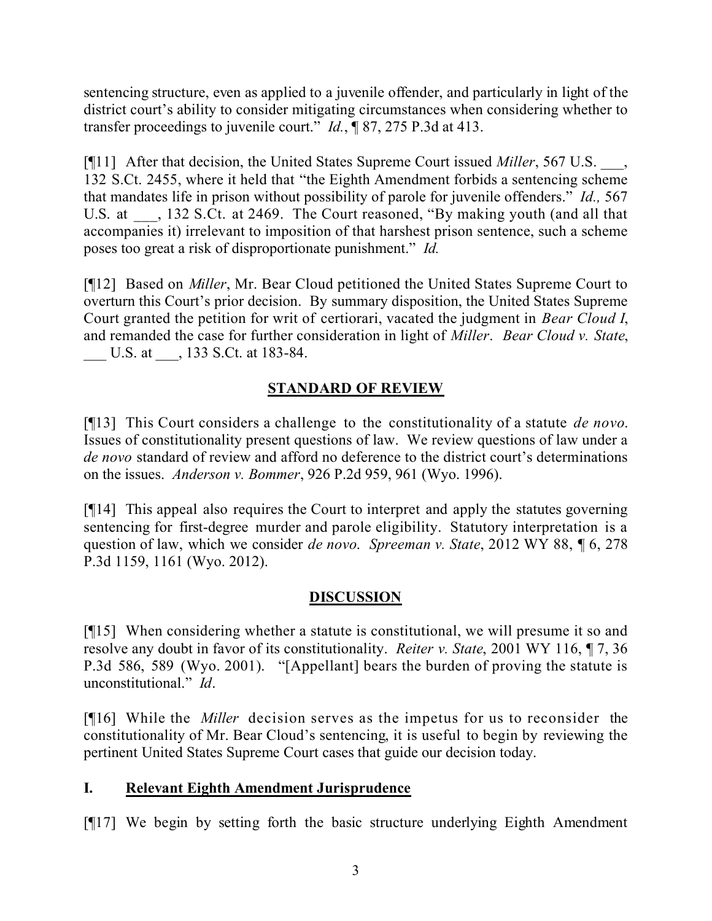sentencing structure, even as applied to a juvenile offender, and particularly in light of the district court's ability to consider mitigating circumstances when considering whether to transfer proceedings to juvenile court." *Id.*, ¶ 87, 275 P.3d at 413.

[¶11] After that decision, the United States Supreme Court issued *Miller*, 567 U.S. ___, 132 S.Ct. 2455, where it held that "the Eighth Amendment forbids a sentencing scheme that mandates life in prison without possibility of parole for juvenile offenders." *Id.,* 567 U.S. at ___, 132 S.Ct. at 2469. The Court reasoned, "By making youth (and all that accompanies it) irrelevant to imposition of that harshest prison sentence, such a scheme poses too great a risk of disproportionate punishment." *Id.*

[¶12] Based on *Miller*, Mr. Bear Cloud petitioned the United States Supreme Court to overturn this Court's prior decision. By summary disposition, the United States Supreme Court granted the petition for writ of certiorari, vacated the judgment in *Bear Cloud I*, and remanded the case for further consideration in light of *Miller*. *Bear Cloud v. State*, ___ U.S. at ___, 133 S.Ct. at 183-84.

## STANDARD OF REVIEW

[¶13] This Court considers a challenge to the constitutionality of a statute *de novo*. Issues of constitutionality present questions of law. We review questions of law under a *de novo* standard of review and afford no deference to the district court's determinations on the issues. *Anderson v. Bommer*, 926 P.2d 959, 961 (Wyo. 1996).

[¶14] This appeal also requires the Court to interpret and apply the statutes governing sentencing for first-degree murder and parole eligibility. Statutory interpretation is a question of law, which we consider *de novo*. *Spreeman v. State*, 2012 WY 88, ¶ 6, 278 P.3d 1159, 1161 (Wyo. 2012).

## DISCUSSION

[¶15] When considering whether a statute is constitutional, we will presume it so and resolve any doubt in favor of its constitutionality. *Reiter v. State*, 2001 WY 116, ¶ 7, 36 P.3d 586, 589 (Wyo. 2001). "[Appellant] bears the burden of proving the statute is unconstitutional." *Id*.

[¶16] While the *Miller* decision serves as the impetus for us to reconsider the constitutionality of Mr. Bear Cloud's sentencing, it is useful to begin by reviewing the pertinent United States Supreme Court cases that guide our decision today.

### I. Relevant Eighth Amendment Jurisprudence

[¶17] We begin by setting forth the basic structure underlying Eighth Amendment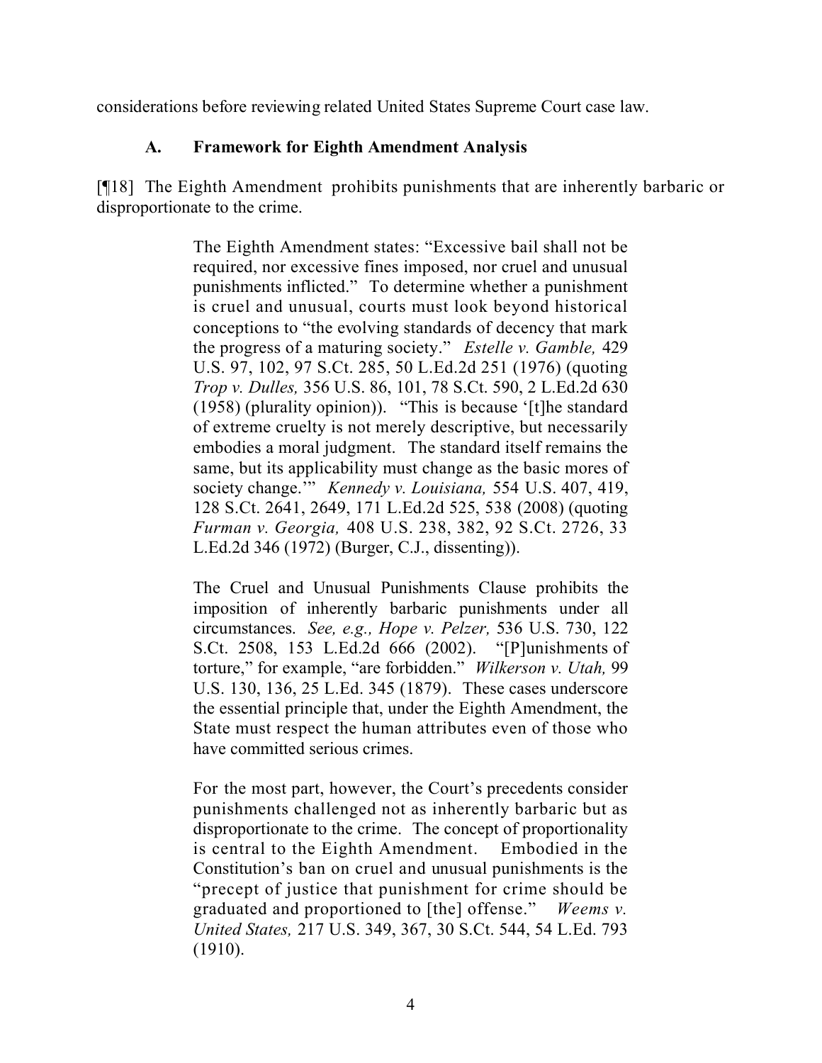considerations before reviewing related United States Supreme Court case law.

### A. Framework for Eighth Amendment Analysis

[¶18] The Eighth Amendment prohibits punishments that are inherently barbaric or disproportionate to the crime.

> The Eighth Amendment states: "Excessive bail shall not be required, nor excessive fines imposed, nor cruel and unusual punishments inflicted." To determine whether a punishment is cruel and unusual, courts must look beyond historical conceptions to "the evolving standards of decency that mark the progress of a maturing society." *Estelle v. Gamble,* 429 U.S. 97, 102, 97 S.Ct. 285, 50 L.Ed.2d 251 (1976) (quoting *Trop v. Dulles,* 356 U.S. 86, 101, 78 S.Ct. 590, 2 L.Ed.2d 630 (1958) (plurality opinion)). "This is because '[t]he standard of extreme cruelty is not merely descriptive, but necessarily embodies a moral judgment. The standard itself remains the same, but its applicability must change as the basic mores of society change.'" *Kennedy v. Louisiana,* 554 U.S. 407, 419, 128 S.Ct. 2641, 2649, 171 L.Ed.2d 525, 538 (2008) (quoting *Furman v. Georgia,* 408 U.S. 238, 382, 92 S.Ct. 2726, 33 L.Ed.2d 346 (1972) (Burger, C.J., dissenting)).
>
> The Cruel and Unusual Punishments Clause prohibits the imposition of inherently barbaric punishments under all circumstances. *See, e.g., Hope v. Pelzer,* 536 U.S. 730, 122 S.Ct. 2508, 153 L.Ed.2d 666 (2002). "[P]unishments of torture," for example, "are forbidden." *Wilkerson v. Utah,* 99 U.S. 130, 136, 25 L.Ed. 345 (1879). These cases underscore the essential principle that, under the Eighth Amendment, the State must respect the human attributes even of those who have committed serious crimes.
>
> For the most part, however, the Court's precedents consider punishments challenged not as inherently barbaric but as disproportionate to the crime. The concept of proportionality is central to the Eighth Amendment. Embodied in the Constitution's ban on cruel and unusual punishments is the "precept of justice that punishment for crime should be graduated and proportioned to [the] offense." *Weems v. United States,* 217 U.S. 349, 367, 30 S.Ct. 544, 54 L.Ed. 793 (1910).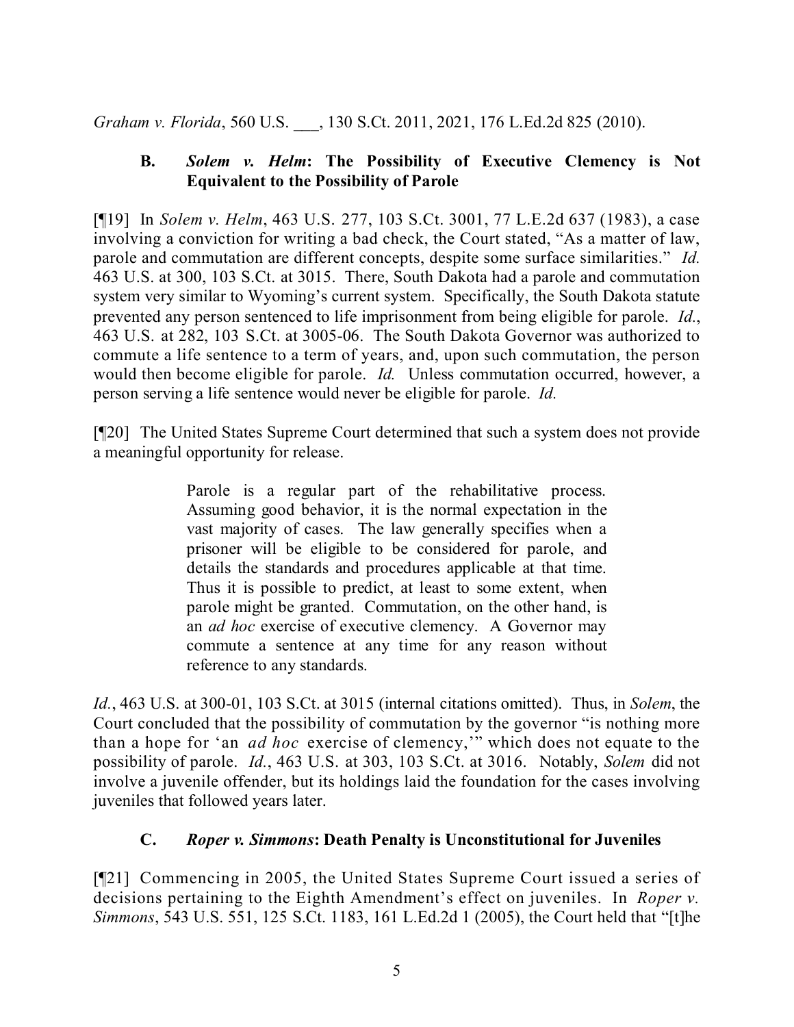*Graham v. Florida*, 560 U.S. ___, 130 S.Ct. 2011, 2021, 176 L.Ed.2d 825 (2010).

### B. *Solem v. Helm*: The Possibility of Executive Clemency is Not Equivalent to the Possibility of Parole

[¶19] In *Solem v. Helm*, 463 U.S. 277, 103 S.Ct. 3001, 77 L.E.2d 637 (1983), a case involving a conviction for writing a bad check, the Court stated, "As a matter of law, parole and commutation are different concepts, despite some surface similarities." *Id.* 463 U.S. at 300, 103 S.Ct. at 3015. There, South Dakota had a parole and commutation system very similar to Wyoming's current system. Specifically, the South Dakota statute prevented any person sentenced to life imprisonment from being eligible for parole. *Id.*, 463 U.S. at 282, 103 S.Ct. at 3005-06. The South Dakota Governor was authorized to commute a life sentence to a term of years, and, upon such commutation, the person would then become eligible for parole. *Id.* Unless commutation occurred, however, a person serving a life sentence would never be eligible for parole. *Id.*

[¶20] The United States Supreme Court determined that such a system does not provide a meaningful opportunity for release.

> Parole is a regular part of the rehabilitative process. Assuming good behavior, it is the normal expectation in the vast majority of cases. The law generally specifies when a prisoner will be eligible to be considered for parole, and details the standards and procedures applicable at that time. Thus it is possible to predict, at least to some extent, when parole might be granted. Commutation, on the other hand, is an *ad hoc* exercise of executive clemency. A Governor may commute a sentence at any time for any reason without reference to any standards.

*Id.*, 463 U.S. at 300-01, 103 S.Ct. at 3015 (internal citations omitted). Thus, in *Solem*, the Court concluded that the possibility of commutation by the governor "is nothing more than a hope for 'an *ad hoc* exercise of clemency,'" which does not equate to the possibility of parole. *Id.*, 463 U.S. at 303, 103 S.Ct. at 3016. Notably, *Solem* did not involve a juvenile offender, but its holdings laid the foundation for the cases involving juveniles that followed years later.

### C. *Roper v. Simmons*: Death Penalty is Unconstitutional for Juveniles

[¶21] Commencing in 2005, the United States Supreme Court issued a series of decisions pertaining to the Eighth Amendment's effect on juveniles. In *Roper v. Simmons*, 543 U.S. 551, 125 S.Ct. 1183, 161 L.Ed.2d 1 (2005), the Court held that "[t]he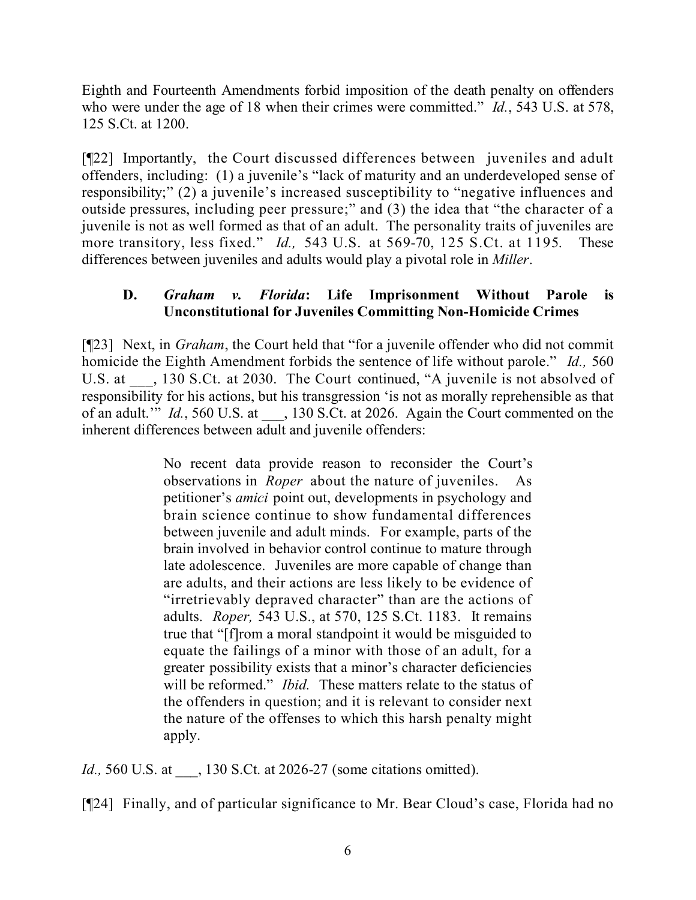Eighth and Fourteenth Amendments forbid imposition of the death penalty on offenders who were under the age of 18 when their crimes were committed." *Id.*, 543 U.S. at 578, 125 S.Ct. at 1200.

[¶22] Importantly, the Court discussed differences between juveniles and adult offenders, including: (1) a juvenile's "lack of maturity and an underdeveloped sense of responsibility;" (2) a juvenile's increased susceptibility to "negative influences and outside pressures, including peer pressure;" and (3) the idea that "the character of a juvenile is not as well formed as that of an adult. The personality traits of juveniles are more transitory, less fixed." *Id.,* 543 U.S. at 569-70, 125 S.Ct. at 1195. These differences between juveniles and adults would play a pivotal role in *Miller*.

### D. *Graham v. Florida*: Life Imprisonment Without Parole is Unconstitutional for Juveniles Committing Non-Homicide Crimes

[¶23] Next, in *Graham*, the Court held that "for a juvenile offender who did not commit homicide the Eighth Amendment forbids the sentence of life without parole." *Id.,* 560 U.S. at ___, 130 S.Ct. at 2030. The Court continued, "A juvenile is not absolved of responsibility for his actions, but his transgression 'is not as morally reprehensible as that of an adult.'" *Id.*, 560 U.S. at ___, 130 S.Ct. at 2026. Again the Court commented on the inherent differences between adult and juvenile offenders:

> No recent data provide reason to reconsider the Court's observations in *Roper* about the nature of juveniles. As petitioner's *amici* point out, developments in psychology and brain science continue to show fundamental differences between juvenile and adult minds. For example, parts of the brain involved in behavior control continue to mature through late adolescence. Juveniles are more capable of change than are adults, and their actions are less likely to be evidence of "irretrievably depraved character" than are the actions of adults. *Roper,* 543 U.S., at 570, 125 S.Ct. 1183. It remains true that "[f]rom a moral standpoint it would be misguided to equate the failings of a minor with those of an adult, for a greater possibility exists that a minor's character deficiencies will be reformed." *Ibid.* These matters relate to the status of the offenders in question; and it is relevant to consider next the nature of the offenses to which this harsh penalty might apply.

*Id.,* 560 U.S. at ___, 130 S.Ct. at 2026-27 (some citations omitted).

[¶24] Finally, and of particular significance to Mr. Bear Cloud's case, Florida had no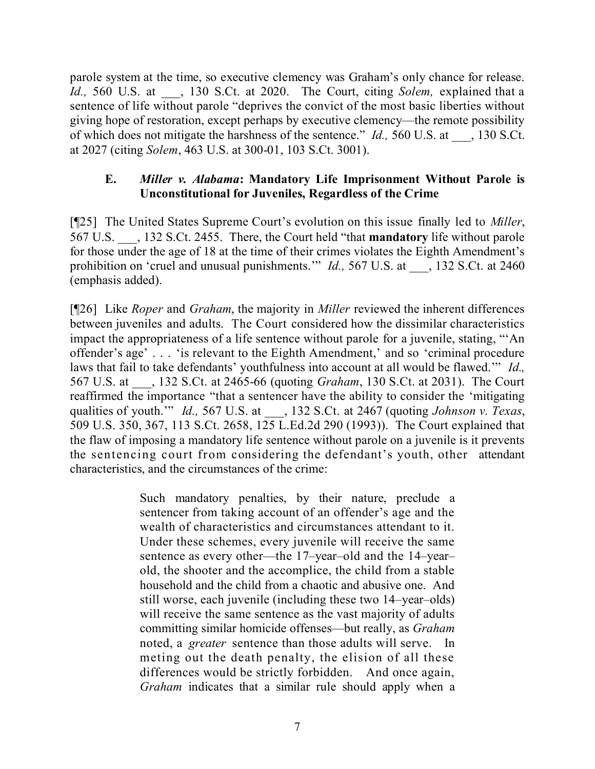parole system at the time, so executive clemency was Graham's only chance for release. *Id.,* 560 U.S. at ___, 130 S.Ct. at 2020. The Court, citing *Solem,* explained that a sentence of life without parole "deprives the convict of the most basic liberties without giving hope of restoration, except perhaps by executive clemency—the remote possibility of which does not mitigate the harshness of the sentence." *Id.,* 560 U.S. at ___, 130 S.Ct. at 2027 (citing *Solem*, 463 U.S. at 300-01, 103 S.Ct. 3001).

### E. *Miller v. Alabama*: Mandatory Life Imprisonment Without Parole is Unconstitutional for Juveniles, Regardless of the Crime

[¶25] The United States Supreme Court's evolution on this issue finally led to *Miller*, 567 U.S. ___, 132 S.Ct. 2455. There, the Court held "that **mandatory** life without parole for those under the age of 18 at the time of their crimes violates the Eighth Amendment's prohibition on 'cruel and unusual punishments.'" *Id.,* 567 U.S. at ___, 132 S.Ct. at 2460 (emphasis added).

[¶26] Like *Roper* and *Graham*, the majority in *Miller* reviewed the inherent differences between juveniles and adults. The Court considered how the dissimilar characteristics impact the appropriateness of a life sentence without parole for a juvenile, stating, "'An offender's age' . . . 'is relevant to the Eighth Amendment,' and so 'criminal procedure laws that fail to take defendants' youthfulness into account at all would be flawed.'" *Id.,* 567 U.S. at ___, 132 S.Ct. at 2465-66 (quoting *Graham*, 130 S.Ct. at 2031). The Court reaffirmed the importance "that a sentencer have the ability to consider the 'mitigating qualities of youth.'" *Id.,* 567 U.S. at ___, 132 S.Ct. at 2467 (quoting *Johnson v. Texas*, 509 U.S. 350, 367, 113 S.Ct. 2658, 125 L.Ed.2d 290 (1993)). The Court explained that the flaw of imposing a mandatory life sentence without parole on a juvenile is it prevents the sentencing court from considering the defendant's youth, other attendant characteristics, and the circumstances of the crime:

> Such mandatory penalties, by their nature, preclude a sentencer from taking account of an offender's age and the wealth of characteristics and circumstances attendant to it. Under these schemes, every juvenile will receive the same sentence as every other—the 17–year–old and the 14–year–old, the shooter and the accomplice, the child from a stable household and the child from a chaotic and abusive one. And still worse, each juvenile (including these two 14–year–olds) will receive the same sentence as the vast majority of adults committing similar homicide offenses—but really, as *Graham* noted, a *greater* sentence than those adults will serve. In meting out the death penalty, the elision of all these differences would be strictly forbidden. And once again, *Graham* indicates that a similar rule should apply when a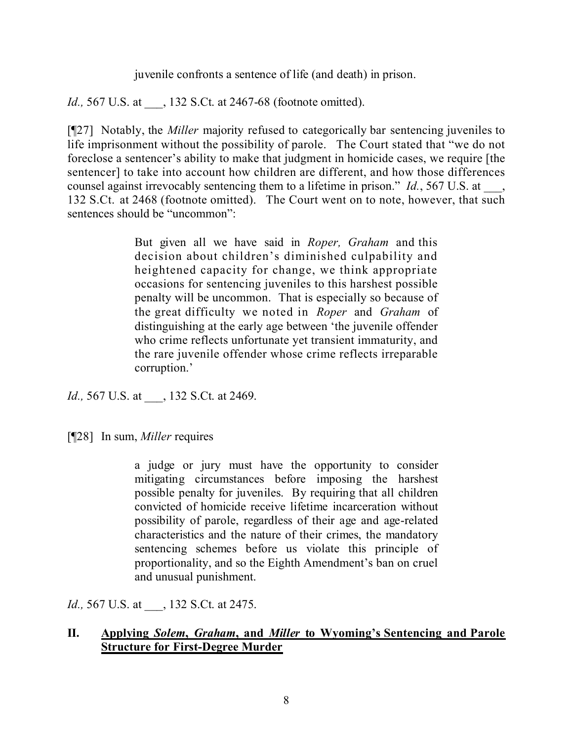juvenile confronts a sentence of life (and death) in prison.

*Id.,* 567 U.S. at ___, 132 S.Ct. at 2467-68 (footnote omitted).

[¶27] Notably, the *Miller* majority refused to categorically bar sentencing juveniles to life imprisonment without the possibility of parole. The Court stated that "we do not foreclose a sentencer's ability to make that judgment in homicide cases, we require [the sentencer] to take into account how children are different, and how those differences counsel against irrevocably sentencing them to a lifetime in prison." *Id.*, 567 U.S. at ___, 132 S.Ct. at 2468 (footnote omitted). The Court went on to note, however, that such sentences should be "uncommon":

> But given all we have said in *Roper, Graham* and this decision about children's diminished culpability and heightened capacity for change, we think appropriate occasions for sentencing juveniles to this harshest possible penalty will be uncommon. That is especially so because of the great difficulty we noted in *Roper* and *Graham* of distinguishing at the early age between 'the juvenile offender who crime reflects unfortunate yet transient immaturity, and the rare juvenile offender whose crime reflects irreparable corruption.'

*Id.,* 567 U.S. at ___, 132 S.Ct. at 2469.

[¶28] In sum, *Miller* requires

> a judge or jury must have the opportunity to consider mitigating circumstances before imposing the harshest possible penalty for juveniles. By requiring that all children convicted of homicide receive lifetime incarceration without possibility of parole, regardless of their age and age-related characteristics and the nature of their crimes, the mandatory sentencing schemes before us violate this principle of proportionality, and so the Eighth Amendment's ban on cruel and unusual punishment.

*Id.,* 567 U.S. at ___, 132 S.Ct. at 2475.

## II. Applying *Solem*, *Graham*, and *Miller* to Wyoming's Sentencing and Parole Structure for First-Degree Murder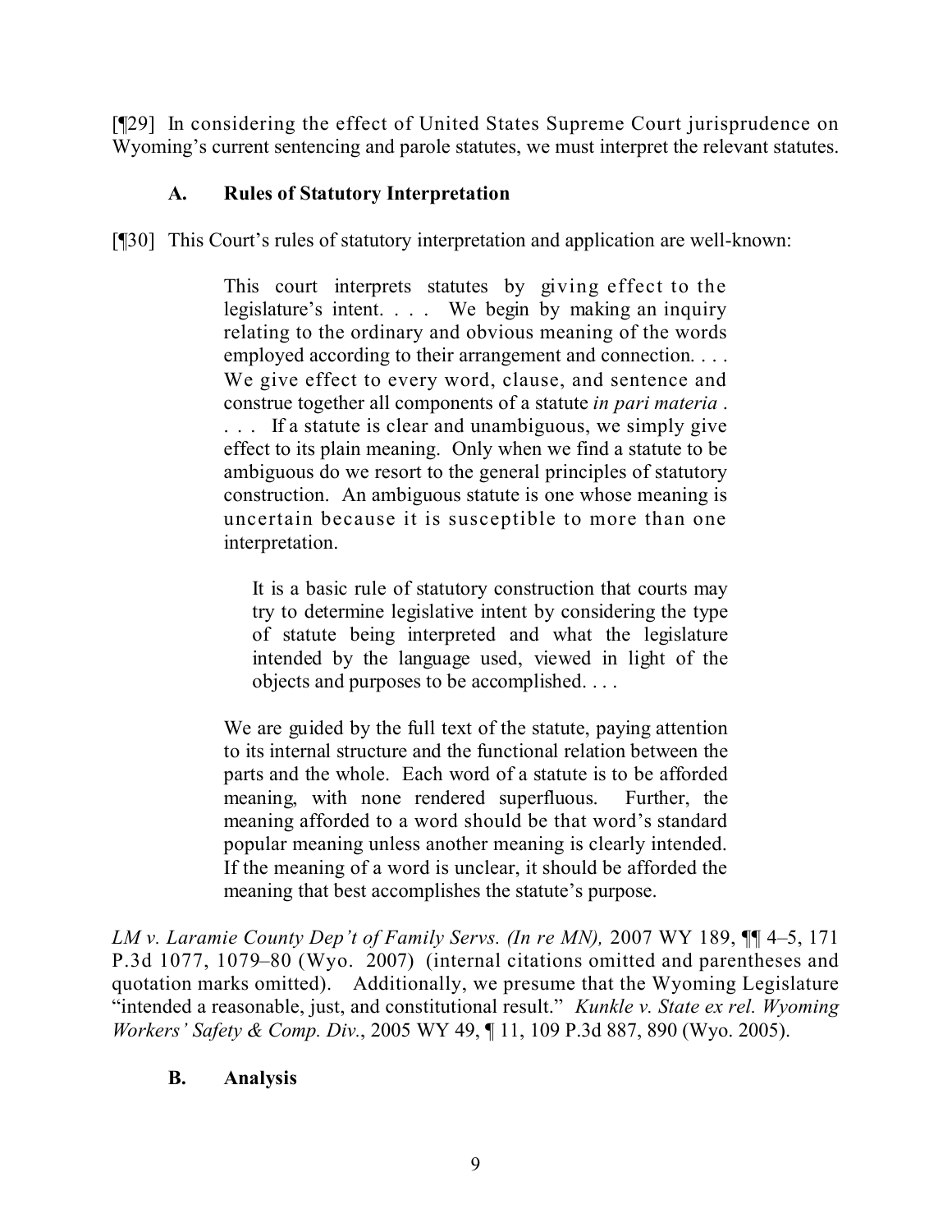[¶29] In considering the effect of United States Supreme Court jurisprudence on Wyoming's current sentencing and parole statutes, we must interpret the relevant statutes.

### A. Rules of Statutory Interpretation

[¶30] This Court's rules of statutory interpretation and application are well-known:

> This court interprets statutes by giving effect to the legislature's intent. . . . We begin by making an inquiry relating to the ordinary and obvious meaning of the words employed according to their arrangement and connection. . . . We give effect to every word, clause, and sentence and construe together all components of a statute *in pari materia* . . . . If a statute is clear and unambiguous, we simply give effect to its plain meaning. Only when we find a statute to be ambiguous do we resort to the general principles of statutory construction. An ambiguous statute is one whose meaning is uncertain because it is susceptible to more than one interpretation.
>
> > It is a basic rule of statutory construction that courts may try to determine legislative intent by considering the type of statute being interpreted and what the legislature intended by the language used, viewed in light of the objects and purposes to be accomplished. . . .
>
> We are guided by the full text of the statute, paying attention to its internal structure and the functional relation between the parts and the whole. Each word of a statute is to be afforded meaning, with none rendered superfluous. Further, the meaning afforded to a word should be that word's standard popular meaning unless another meaning is clearly intended. If the meaning of a word is unclear, it should be afforded the meaning that best accomplishes the statute's purpose.

*LM v. Laramie County Dep't of Family Servs. (In re MN),* 2007 WY 189, ¶¶ 4–5, 171 P.3d 1077, 1079–80 (Wyo. 2007) (internal citations omitted and parentheses and quotation marks omitted). Additionally, we presume that the Wyoming Legislature "intended a reasonable, just, and constitutional result." *Kunkle v. State ex rel. Wyoming Workers' Safety & Comp. Div.*, 2005 WY 49, ¶ 11, 109 P.3d 887, 890 (Wyo. 2005).

### B. Analysis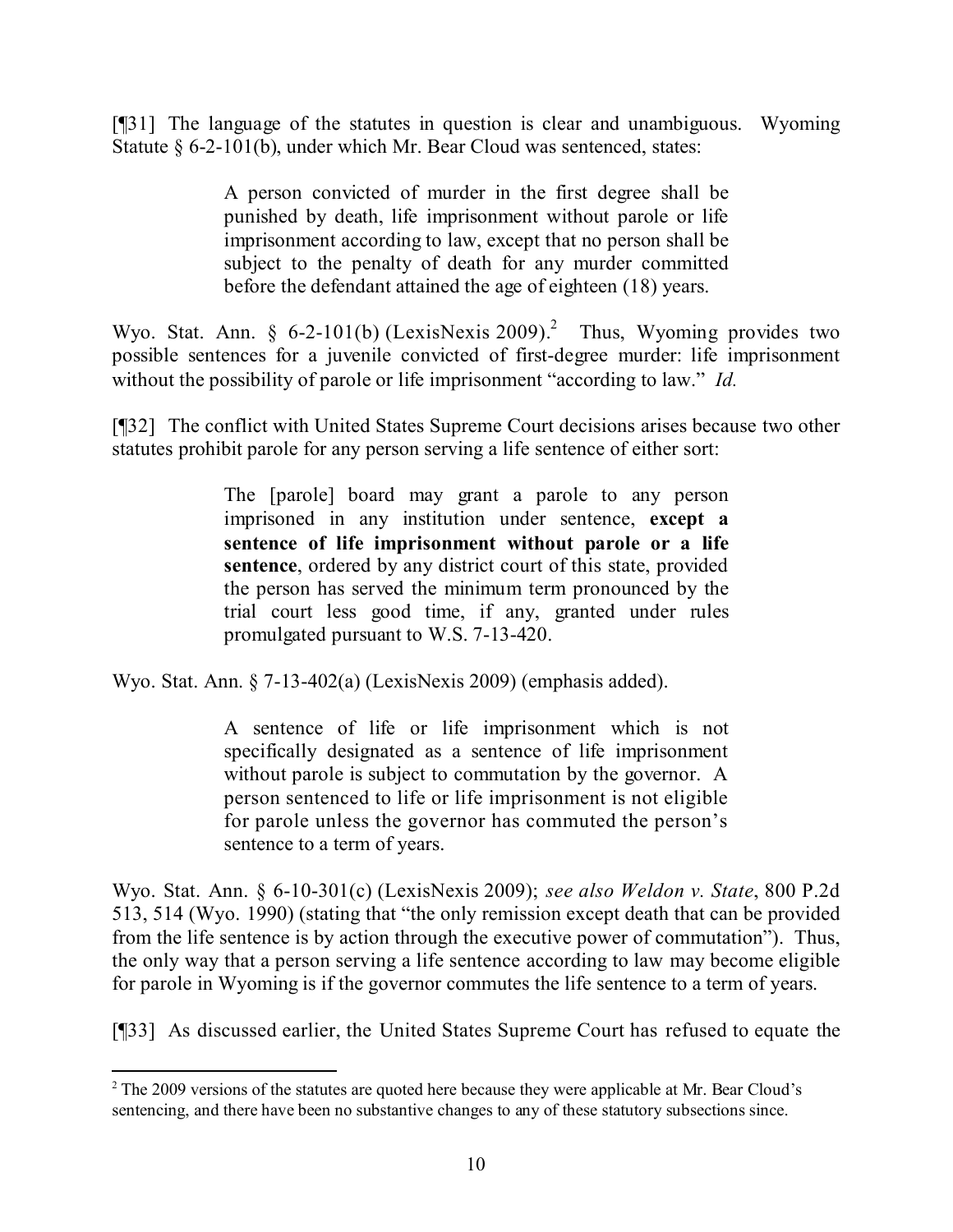[¶31] The language of the statutes in question is clear and unambiguous. Wyoming Statute § 6-2-101(b), under which Mr. Bear Cloud was sentenced, states:

> A person convicted of murder in the first degree shall be punished by death, life imprisonment without parole or life imprisonment according to law, except that no person shall be subject to the penalty of death for any murder committed before the defendant attained the age of eighteen (18) years.

Wyo. Stat. Ann. § 6-2-101(b) (LexisNexis 2009).[2] Thus, Wyoming provides two possible sentences for a juvenile convicted of first-degree murder: life imprisonment without the possibility of parole or life imprisonment "according to law." *Id.*

[¶32] The conflict with United States Supreme Court decisions arises because two other statutes prohibit parole for any person serving a life sentence of either sort:

> The [parole] board may grant a parole to any person imprisoned in any institution under sentence, **except a sentence of life imprisonment without parole or a life sentence**, ordered by any district court of this state, provided the person has served the minimum term pronounced by the trial court less good time, if any, granted under rules promulgated pursuant to W.S. 7-13-420.

Wyo. Stat. Ann. § 7-13-402(a) (LexisNexis 2009) (emphasis added).

> A sentence of life or life imprisonment which is not specifically designated as a sentence of life imprisonment without parole is subject to commutation by the governor. A person sentenced to life or life imprisonment is not eligible for parole unless the governor has commuted the person's sentence to a term of years.

Wyo. Stat. Ann. § 6-10-301(c) (LexisNexis 2009); *see also Weldon v. State*, 800 P.2d 513, 514 (Wyo. 1990) (stating that "the only remission except death that can be provided from the life sentence is by action through the executive power of commutation"). Thus, the only way that a person serving a life sentence according to law may become eligible for parole in Wyoming is if the governor commutes the life sentence to a term of years.

[¶33] As discussed earlier, the United States Supreme Court has refused to equate the

---

[2] The 2009 versions of the statutes are quoted here because they were applicable at Mr. Bear Cloud's sentencing, and there have been no substantive changes to any of these statutory subsections since.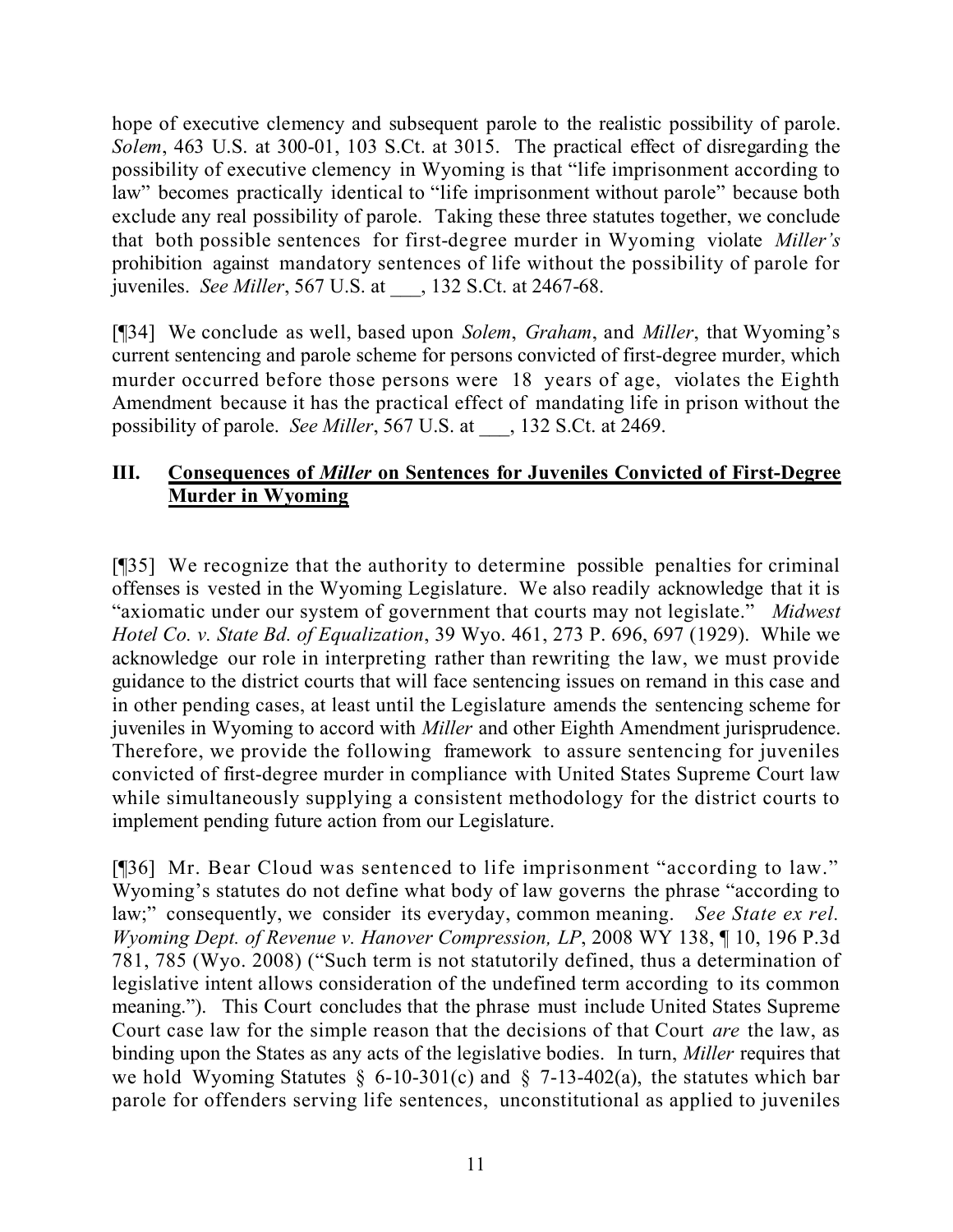hope of executive clemency and subsequent parole to the realistic possibility of parole. *Solem*, 463 U.S. at 300-01, 103 S.Ct. at 3015. The practical effect of disregarding the possibility of executive clemency in Wyoming is that "life imprisonment according to law" becomes practically identical to "life imprisonment without parole" because both exclude any real possibility of parole. Taking these three statutes together, we conclude that both possible sentences for first-degree murder in Wyoming violate *Miller's* prohibition against mandatory sentences of life without the possibility of parole for juveniles. *See Miller*, 567 U.S. at ___, 132 S.Ct. at 2467-68.

[¶34] We conclude as well, based upon *Solem*, *Graham*, and *Miller*, that Wyoming's current sentencing and parole scheme for persons convicted of first-degree murder, which murder occurred before those persons were 18 years of age, violates the Eighth Amendment because it has the practical effect of mandating life in prison without the possibility of parole. *See Miller*, 567 U.S. at ___, 132 S.Ct. at 2469.

## III. Consequences of *Miller* on Sentences for Juveniles Convicted of First-Degree Murder in Wyoming

[¶35] We recognize that the authority to determine possible penalties for criminal offenses is vested in the Wyoming Legislature. We also readily acknowledge that it is "axiomatic under our system of government that courts may not legislate." *Midwest Hotel Co. v. State Bd. of Equalization*, 39 Wyo. 461, 273 P. 696, 697 (1929). While we acknowledge our role in interpreting rather than rewriting the law, we must provide guidance to the district courts that will face sentencing issues on remand in this case and in other pending cases, at least until the Legislature amends the sentencing scheme for juveniles in Wyoming to accord with *Miller* and other Eighth Amendment jurisprudence. Therefore, we provide the following framework to assure sentencing for juveniles convicted of first-degree murder in compliance with United States Supreme Court law while simultaneously supplying a consistent methodology for the district courts to implement pending future action from our Legislature.

[¶36] Mr. Bear Cloud was sentenced to life imprisonment "according to law." Wyoming's statutes do not define what body of law governs the phrase "according to law;" consequently, we consider its everyday, common meaning. *See State ex rel. Wyoming Dept. of Revenue v. Hanover Compression, LP*, 2008 WY 138, ¶ 10, 196 P.3d 781, 785 (Wyo. 2008) ("Such term is not statutorily defined, thus a determination of legislative intent allows consideration of the undefined term according to its common meaning."). This Court concludes that the phrase must include United States Supreme Court case law for the simple reason that the decisions of that Court *are* the law, as binding upon the States as any acts of the legislative bodies. In turn, *Miller* requires that we hold Wyoming Statutes § 6-10-301(c) and § 7-13-402(a), the statutes which bar parole for offenders serving life sentences, unconstitutional as applied to juveniles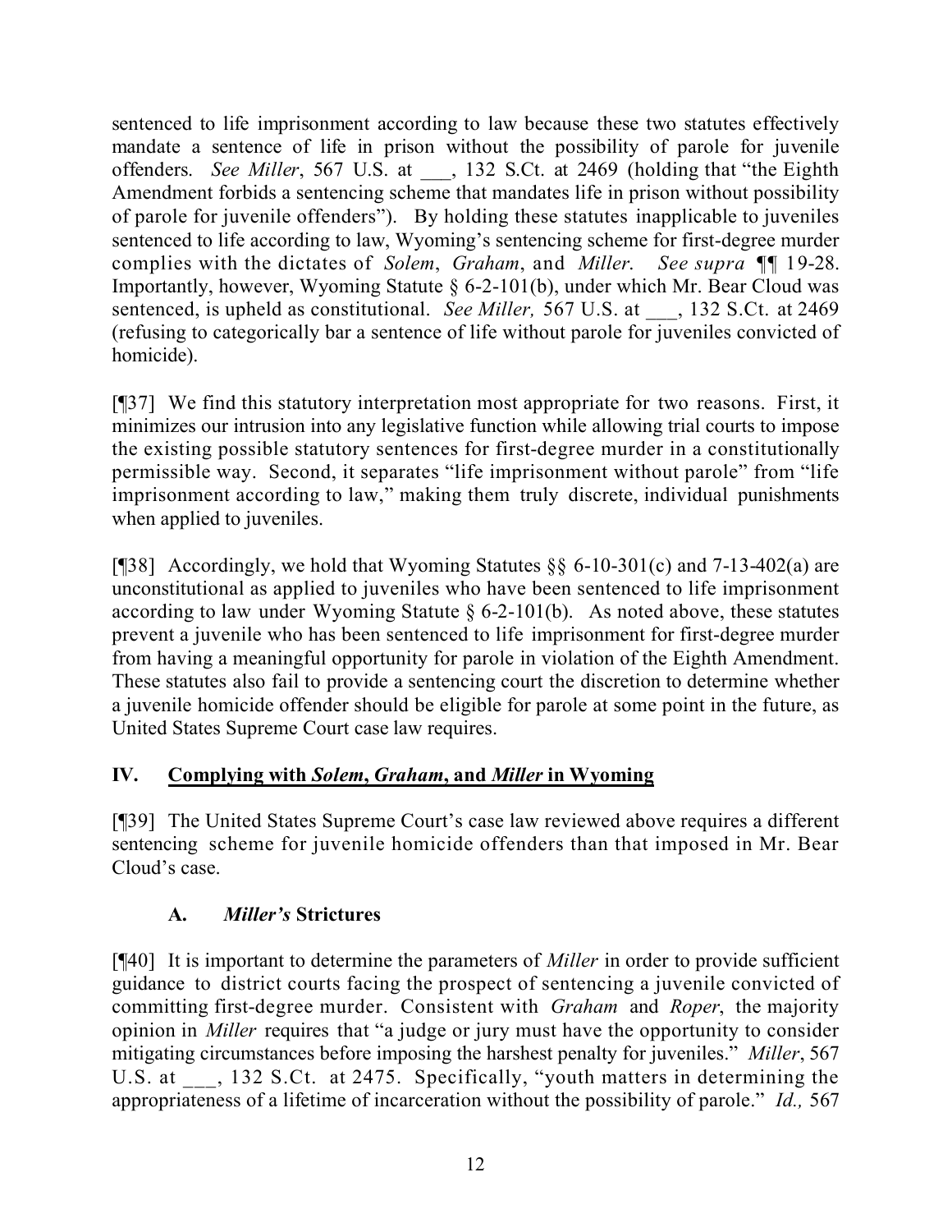sentenced to life imprisonment according to law because these two statutes effectively mandate a sentence of life in prison without the possibility of parole for juvenile offenders. *See Miller*, 567 U.S. at ___, 132 S.Ct. at 2469 (holding that "the Eighth Amendment forbids a sentencing scheme that mandates life in prison without possibility of parole for juvenile offenders"). By holding these statutes inapplicable to juveniles sentenced to life according to law, Wyoming's sentencing scheme for first-degree murder complies with the dictates of *Solem*, *Graham*, and *Miller*. *See supra* ¶¶ 19-28. Importantly, however, Wyoming Statute § 6-2-101(b), under which Mr. Bear Cloud was sentenced, is upheld as constitutional. *See Miller,* 567 U.S. at ___, 132 S.Ct. at 2469 (refusing to categorically bar a sentence of life without parole for juveniles convicted of homicide).

[¶37] We find this statutory interpretation most appropriate for two reasons. First, it minimizes our intrusion into any legislative function while allowing trial courts to impose the existing possible statutory sentences for first-degree murder in a constitutionally permissible way. Second, it separates "life imprisonment without parole" from "life imprisonment according to law," making them truly discrete, individual punishments when applied to juveniles.

[¶38] Accordingly, we hold that Wyoming Statutes §§ 6-10-301(c) and 7-13-402(a) are unconstitutional as applied to juveniles who have been sentenced to life imprisonment according to law under Wyoming Statute § 6-2-101(b). As noted above, these statutes prevent a juvenile who has been sentenced to life imprisonment for first-degree murder from having a meaningful opportunity for parole in violation of the Eighth Amendment. These statutes also fail to provide a sentencing court the discretion to determine whether a juvenile homicide offender should be eligible for parole at some point in the future, as United States Supreme Court case law requires.

## IV. Complying with *Solem*, *Graham*, and *Miller* in Wyoming

[¶39] The United States Supreme Court's case law reviewed above requires a different sentencing scheme for juvenile homicide offenders than that imposed in Mr. Bear Cloud's case.

### A. *Miller's* Strictures

[¶40] It is important to determine the parameters of *Miller* in order to provide sufficient guidance to district courts facing the prospect of sentencing a juvenile convicted of committing first-degree murder. Consistent with *Graham* and *Roper*, the majority opinion in *Miller* requires that "a judge or jury must have the opportunity to consider mitigating circumstances before imposing the harshest penalty for juveniles." *Miller*, 567 U.S. at ___, 132 S.Ct. at 2475. Specifically, "youth matters in determining the appropriateness of a lifetime of incarceration without the possibility of parole." *Id.,* 567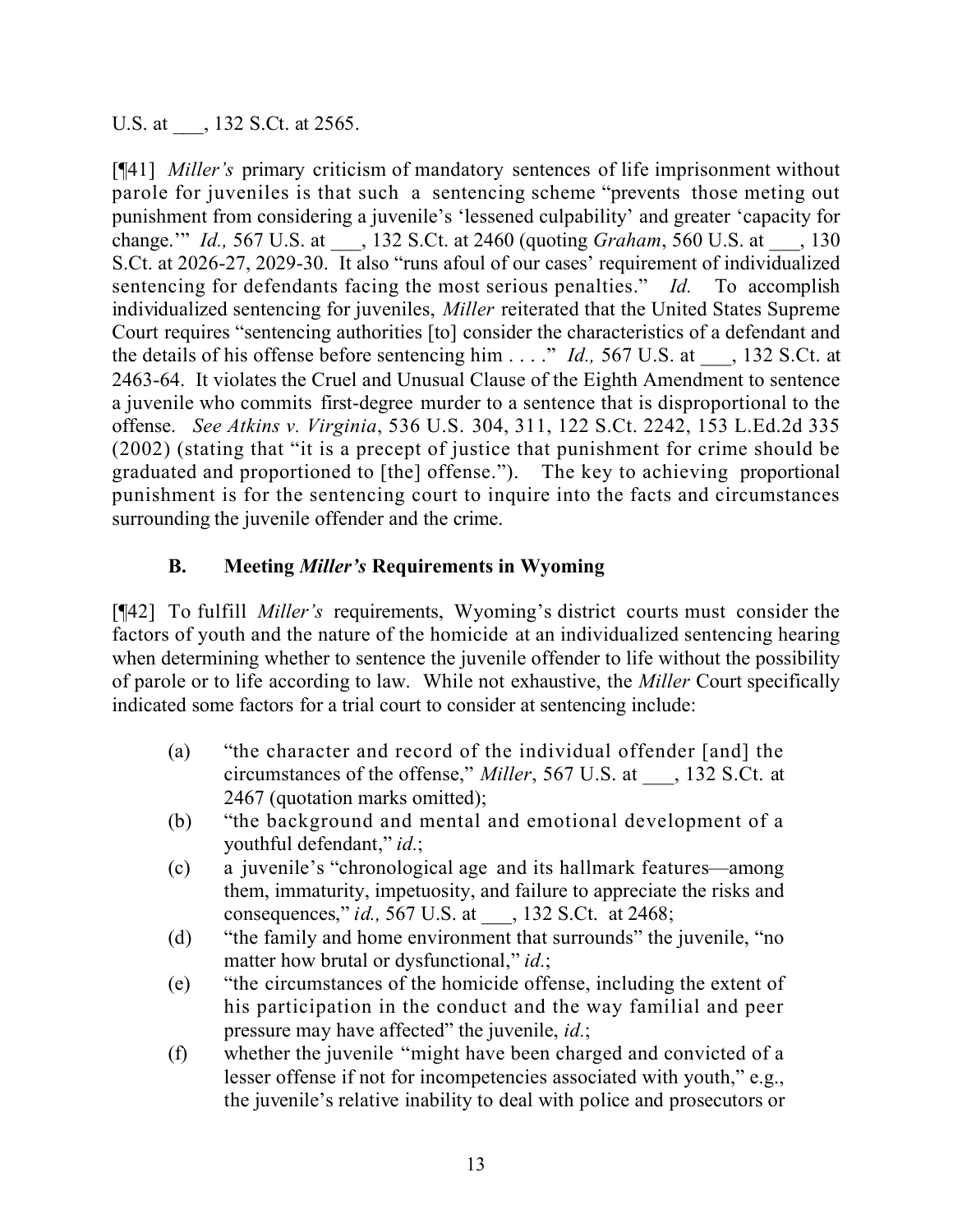U.S. at ___, 132 S.Ct. at 2565.

[¶41] *Miller's* primary criticism of mandatory sentences of life imprisonment without parole for juveniles is that such a sentencing scheme "prevents those meting out punishment from considering a juvenile's 'lessened culpability' and greater 'capacity for change.'" *Id.,* 567 U.S. at ___, 132 S.Ct. at 2460 (quoting *Graham*, 560 U.S. at ___, 130 S.Ct. at 2026-27, 2029-30. It also "runs afoul of our cases' requirement of individualized sentencing for defendants facing the most serious penalties." *Id.* To accomplish individualized sentencing for juveniles, *Miller* reiterated that the United States Supreme Court requires "sentencing authorities [to] consider the characteristics of a defendant and the details of his offense before sentencing him . . . ." *Id.,* 567 U.S. at ___, 132 S.Ct. at 2463-64. It violates the Cruel and Unusual Clause of the Eighth Amendment to sentence a juvenile who commits first-degree murder to a sentence that is disproportional to the offense. *See Atkins v. Virginia*, 536 U.S. 304, 311, 122 S.Ct. 2242, 153 L.Ed.2d 335 (2002) (stating that "it is a precept of justice that punishment for crime should be graduated and proportioned to [the] offense."). The key to achieving proportional punishment is for the sentencing court to inquire into the facts and circumstances surrounding the juvenile offender and the crime.

### B. Meeting *Miller's* Requirements in Wyoming

[¶42] To fulfill *Miller's* requirements, Wyoming's district courts must consider the factors of youth and the nature of the homicide at an individualized sentencing hearing when determining whether to sentence the juvenile offender to life without the possibility of parole or to life according to law. While not exhaustive, the *Miller* Court specifically indicated some factors for a trial court to consider at sentencing include:

- (a) "the character and record of the individual offender [and] the circumstances of the offense," *Miller*, 567 U.S. at ___, 132 S.Ct. at 2467 (quotation marks omitted);
- (b) "the background and mental and emotional development of a youthful defendant," *id.*;
- (c) a juvenile's "chronological age and its hallmark features—among them, immaturity, impetuosity, and failure to appreciate the risks and consequences," *id.,* 567 U.S. at ___, 132 S.Ct. at 2468;
- (d) "the family and home environment that surrounds" the juvenile, "no matter how brutal or dysfunctional," *id.*;
- (e) "the circumstances of the homicide offense, including the extent of his participation in the conduct and the way familial and peer pressure may have affected" the juvenile, *id.*;
- (f) whether the juvenile "might have been charged and convicted of a lesser offense if not for incompetencies associated with youth," e.g., the juvenile's relative inability to deal with police and prosecutors or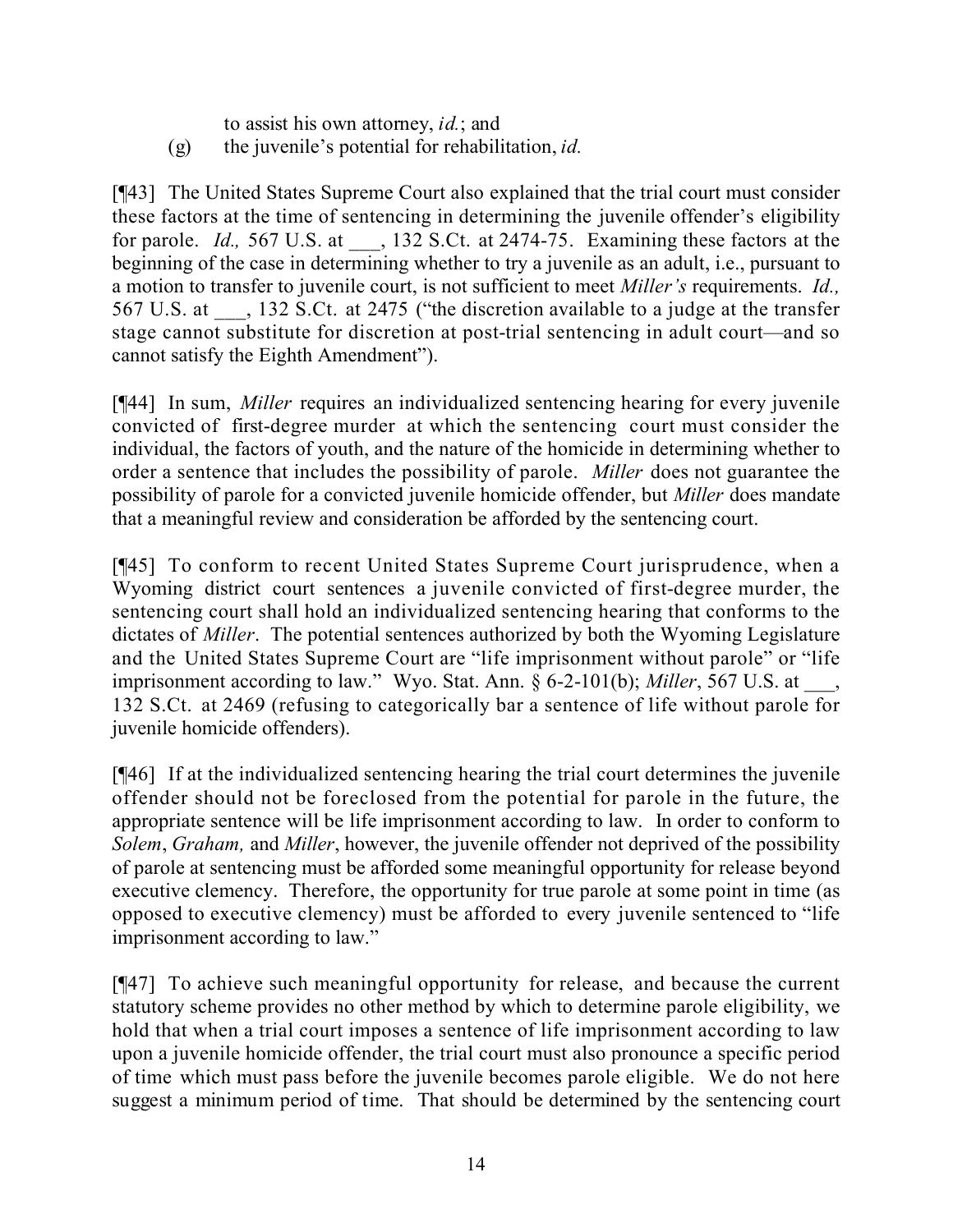to assist his own attorney, *id.*; and

(g) the juvenile's potential for rehabilitation, *id.*

[¶43] The United States Supreme Court also explained that the trial court must consider these factors at the time of sentencing in determining the juvenile offender's eligibility for parole. *Id.,* 567 U.S. at ___, 132 S.Ct. at 2474-75. Examining these factors at the beginning of the case in determining whether to try a juvenile as an adult, i.e., pursuant to a motion to transfer to juvenile court, is not sufficient to meet *Miller's* requirements. *Id.,* 567 U.S. at ___, 132 S.Ct. at 2475 ("the discretion available to a judge at the transfer stage cannot substitute for discretion at post-trial sentencing in adult court—and so cannot satisfy the Eighth Amendment").

[¶44] In sum, *Miller* requires an individualized sentencing hearing for every juvenile convicted of first-degree murder at which the sentencing court must consider the individual, the factors of youth, and the nature of the homicide in determining whether to order a sentence that includes the possibility of parole. *Miller* does not guarantee the possibility of parole for a convicted juvenile homicide offender, but *Miller* does mandate that a meaningful review and consideration be afforded by the sentencing court.

[¶45] To conform to recent United States Supreme Court jurisprudence, when a Wyoming district court sentences a juvenile convicted of first-degree murder, the sentencing court shall hold an individualized sentencing hearing that conforms to the dictates of *Miller*. The potential sentences authorized by both the Wyoming Legislature and the United States Supreme Court are "life imprisonment without parole" or "life imprisonment according to law." Wyo. Stat. Ann. § 6-2-101(b); *Miller*, 567 U.S. at ___, 132 S.Ct. at 2469 (refusing to categorically bar a sentence of life without parole for juvenile homicide offenders).

[¶46] If at the individualized sentencing hearing the trial court determines the juvenile offender should not be foreclosed from the potential for parole in the future, the appropriate sentence will be life imprisonment according to law. In order to conform to *Solem*, *Graham,* and *Miller*, however, the juvenile offender not deprived of the possibility of parole at sentencing must be afforded some meaningful opportunity for release beyond executive clemency. Therefore, the opportunity for true parole at some point in time (as opposed to executive clemency) must be afforded to every juvenile sentenced to "life imprisonment according to law."

[¶47] To achieve such meaningful opportunity for release, and because the current statutory scheme provides no other method by which to determine parole eligibility, we hold that when a trial court imposes a sentence of life imprisonment according to law upon a juvenile homicide offender, the trial court must also pronounce a specific period of time which must pass before the juvenile becomes parole eligible. We do not here suggest a minimum period of time. That should be determined by the sentencing court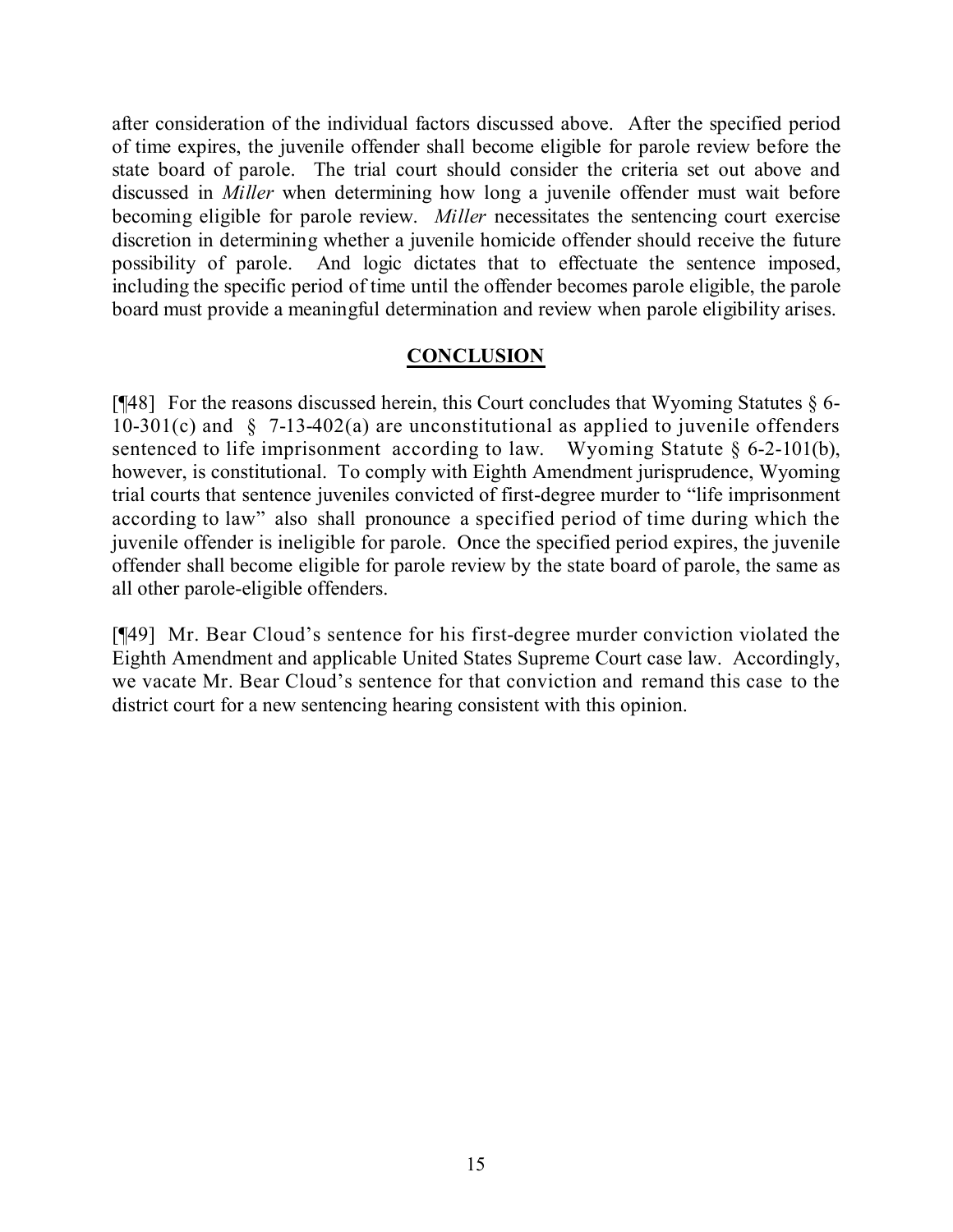after consideration of the individual factors discussed above. After the specified period of time expires, the juvenile offender shall become eligible for parole review before the state board of parole. The trial court should consider the criteria set out above and discussed in *Miller* when determining how long a juvenile offender must wait before becoming eligible for parole review. *Miller* necessitates the sentencing court exercise discretion in determining whether a juvenile homicide offender should receive the future possibility of parole. And logic dictates that to effectuate the sentence imposed, including the specific period of time until the offender becomes parole eligible, the parole board must provide a meaningful determination and review when parole eligibility arises.

## CONCLUSION

[¶48] For the reasons discussed herein, this Court concludes that Wyoming Statutes § 6-10-301(c) and § 7-13-402(a) are unconstitutional as applied to juvenile offenders sentenced to life imprisonment according to law. Wyoming Statute § 6-2-101(b), however, is constitutional. To comply with Eighth Amendment jurisprudence, Wyoming trial courts that sentence juveniles convicted of first-degree murder to "life imprisonment according to law" also shall pronounce a specified period of time during which the juvenile offender is ineligible for parole. Once the specified period expires, the juvenile offender shall become eligible for parole review by the state board of parole, the same as all other parole-eligible offenders.

[¶49] Mr. Bear Cloud's sentence for his first-degree murder conviction violated the Eighth Amendment and applicable United States Supreme Court case law. Accordingly, we vacate Mr. Bear Cloud's sentence for that conviction and remand this case to the district court for a new sentencing hearing consistent with this opinion.